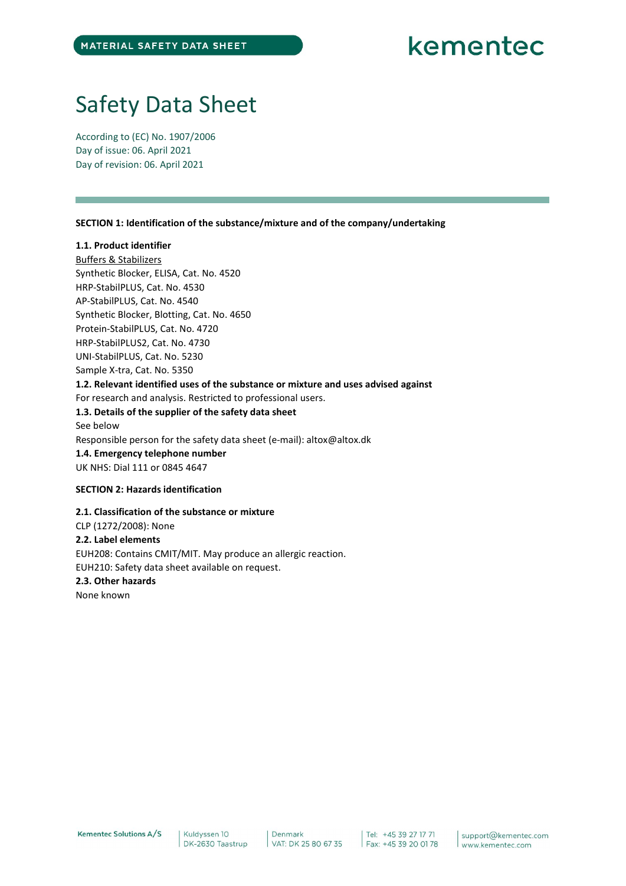MATERIAL SAFETY DATA SHEET

kementec

# Safety Data Sheet

According to (EC) No. 1907/2006
Day of issue: 06. April 2021
Day of revision: 06. April 2021

**SECTION 1: Identification of the substance/mixture and of the company/undertaking**

**1.1. Product identifier**
Buffers & Stabilizers
Synthetic Blocker, ELISA, Cat. No. 4520
HRP-StabilPLUS, Cat. No. 4530
AP-StabilPLUS, Cat. No. 4540
Synthetic Blocker, Blotting, Cat. No. 4650
Protein-StabilPLUS, Cat. No. 4720
HRP-StabilPLUS2, Cat. No. 4730
UNI-StabilPLUS, Cat. No. 5230
Sample X-tra, Cat. No. 5350

**1.2. Relevant identified uses of the substance or mixture and uses advised against**
For research and analysis. Restricted to professional users.

**1.3. Details of the supplier of the safety data sheet**
See below
Responsible person for the safety data sheet (e-mail): altox@altox.dk

**1.4. Emergency telephone number**
UK NHS: Dial 111 or 0845 4647

**SECTION 2: Hazards identification**

**2.1. Classification of the substance or mixture**
CLP (1272/2008): None

**2.2. Label elements**
EUH208: Contains CMIT/MIT. May produce an allergic reaction.
EUH210: Safety data sheet available on request.

**2.3. Other hazards**
None known

Kementec Solutions A/S | Kuldyssen 10, DK-2630 Taastrup | Denmark, VAT: DK 25 80 67 35 | Tel: +45 39 27 17 71, Fax: +45 39 20 01 78 | support@kementec.com, www.kementec.com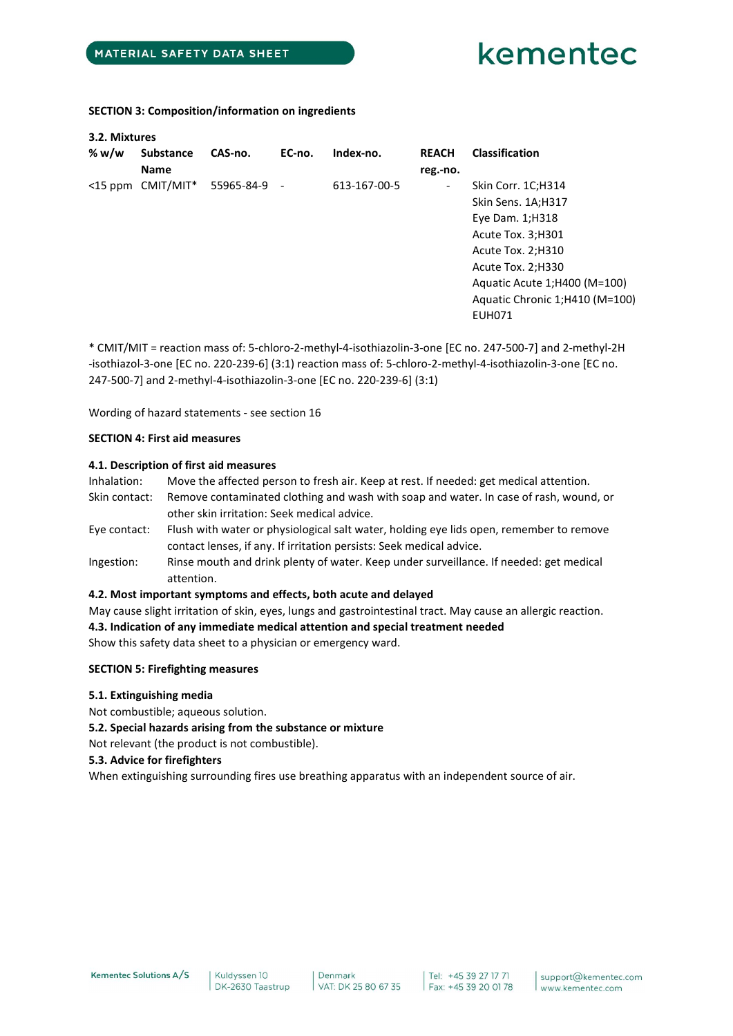**SECTION 3: Composition/information on ingredients**

**3.2. Mixtures**

| % w/w | Substance Name | CAS-no. | EC-no. | Index-no. | REACH reg.-no. | Classification |
|---|---|---|---|---|---|---|
| <15 ppm | CMIT/MIT* | 55965-84-9 | - | 613-167-00-5 | - | Skin Corr. 1C;H314<br>Skin Sens. 1A;H317<br>Eye Dam. 1;H318<br>Acute Tox. 3;H301<br>Acute Tox. 2;H310<br>Acute Tox. 2;H330<br>Aquatic Acute 1;H400 (M=100)<br>Aquatic Chronic 1;H410 (M=100)<br>EUH071 |

* CMIT/MIT = reaction mass of: 5-chloro-2-methyl-4-isothiazolin-3-one [EC no. 247-500-7] and 2-methyl-2H -isothiazol-3-one [EC no. 220-239-6] (3:1) reaction mass of: 5-chloro-2-methyl-4-isothiazolin-3-one [EC no. 247-500-7] and 2-methyl-4-isothiazolin-3-one [EC no. 220-239-6] (3:1)

Wording of hazard statements - see section 16

**SECTION 4: First aid measures**

**4.1. Description of first aid measures**

Inhalation: Move the affected person to fresh air. Keep at rest. If needed: get medical attention.

Skin contact: Remove contaminated clothing and wash with soap and water. In case of rash, wound, or other skin irritation: Seek medical advice.

Eye contact: Flush with water or physiological salt water, holding eye lids open, remember to remove contact lenses, if any. If irritation persists: Seek medical advice.

Ingestion: Rinse mouth and drink plenty of water. Keep under surveillance. If needed: get medical attention.

**4.2. Most important symptoms and effects, both acute and delayed**

May cause slight irritation of skin, eyes, lungs and gastrointestinal tract. May cause an allergic reaction.

**4.3. Indication of any immediate medical attention and special treatment needed**

Show this safety data sheet to a physician or emergency ward.

**SECTION 5: Firefighting measures**

**5.1. Extinguishing media**

Not combustible; aqueous solution.

**5.2. Special hazards arising from the substance or mixture**

Not relevant (the product is not combustible).

**5.3. Advice for firefighters**

When extinguishing surrounding fires use breathing apparatus with an independent source of air.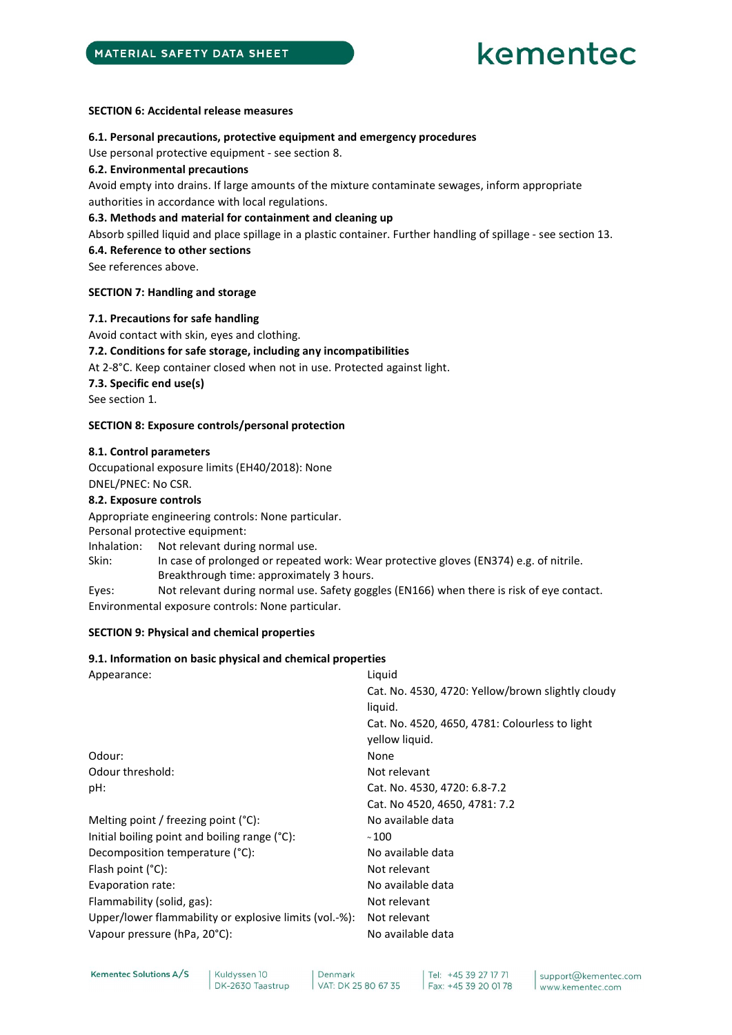**SECTION 6: Accidental release measures**

**6.1. Personal precautions, protective equipment and emergency procedures**

Use personal protective equipment - see section 8.

**6.2. Environmental precautions**

Avoid empty into drains. If large amounts of the mixture contaminate sewages, inform appropriate authorities in accordance with local regulations.

**6.3. Methods and material for containment and cleaning up**

Absorb spilled liquid and place spillage in a plastic container. Further handling of spillage - see section 13.

**6.4. Reference to other sections**

See references above.

**SECTION 7: Handling and storage**

**7.1. Precautions for safe handling**

Avoid contact with skin, eyes and clothing.

**7.2. Conditions for safe storage, including any incompatibilities**

At 2-8°C. Keep container closed when not in use. Protected against light.

**7.3. Specific end use(s)**

See section 1.

**SECTION 8: Exposure controls/personal protection**

**8.1. Control parameters**

Occupational exposure limits (EH40/2018): None

DNEL/PNEC: No CSR.

**8.2. Exposure controls**

Appropriate engineering controls: None particular.

Personal protective equipment:

Inhalation: Not relevant during normal use.

Skin: In case of prolonged or repeated work: Wear protective gloves (EN374) e.g. of nitrile. Breakthrough time: approximately 3 hours.

Eyes: Not relevant during normal use. Safety goggles (EN166) when there is risk of eye contact.

Environmental exposure controls: None particular.

**SECTION 9: Physical and chemical properties**

**9.1. Information on basic physical and chemical properties**

| | |
|---|---|
| Appearance: | Liquid<br>Cat. No. 4530, 4720: Yellow/brown slightly cloudy liquid.<br>Cat. No. 4520, 4650, 4781: Colourless to light yellow liquid. |
| Odour: | None |
| Odour threshold: | Not relevant |
| pH: | Cat. No. 4530, 4720: 6.8-7.2<br>Cat. No 4520, 4650, 4781: 7.2 |
| Melting point / freezing point (°C): | No available data |
| Initial boiling point and boiling range (°C): | ~100 |
| Decomposition temperature (°C): | No available data |
| Flash point (°C): | Not relevant |
| Evaporation rate: | No available data |
| Flammability (solid, gas): | Not relevant |
| Upper/lower flammability or explosive limits (vol.-%): | Not relevant |
| Vapour pressure (hPa, 20°C): | No available data |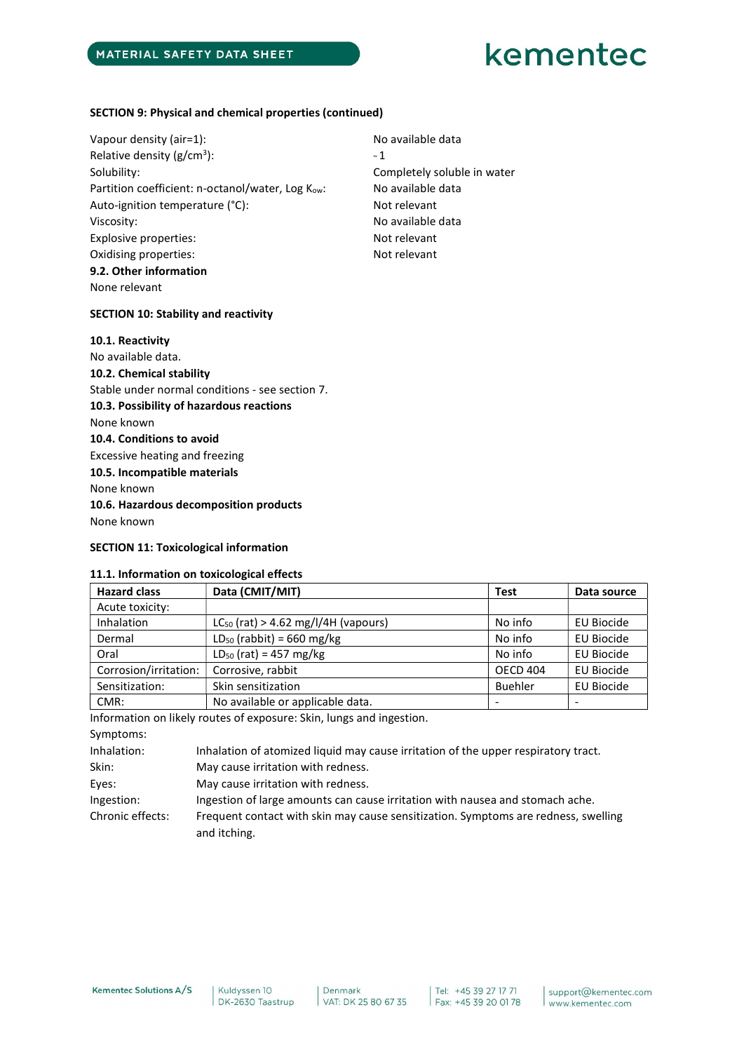**SECTION 9: Physical and chemical properties (continued)**

| | |
|---|---|
| Vapour density (air=1): | No available data |
| Relative density ($g/cm^3$): | ~1 |
| Solubility: | Completely soluble in water |
| Partition coefficient: n-octanol/water, Log $K_{ow}$: | No available data |
| Auto-ignition temperature (°C): | Not relevant |
| Viscosity: | No available data |
| Explosive properties: | Not relevant |
| Oxidising properties: | Not relevant |

**9.2. Other information**

None relevant

**SECTION 10: Stability and reactivity**

**10.1. Reactivity**

No available data.

**10.2. Chemical stability**

Stable under normal conditions - see section 7.

**10.3. Possibility of hazardous reactions**

None known

**10.4. Conditions to avoid**

Excessive heating and freezing

**10.5. Incompatible materials**

None known

**10.6. Hazardous decomposition products**

None known

**SECTION 11: Toxicological information**

**11.1. Information on toxicological effects**

| Hazard class | Data (CMIT/MIT) | Test | Data source |
|---|---|---|---|
| Acute toxicity: | | | |
| Inhalation | $LC_{50}$ (rat) > 4.62 mg/l/4H (vapours) | No info | EU Biocide |
| Dermal | $LD_{50}$ (rabbit) = 660 mg/kg | No info | EU Biocide |
| Oral | $LD_{50}$ (rat) = 457 mg/kg | No info | EU Biocide |
| Corrosion/irritation: | Corrosive, rabbit | OECD 404 | EU Biocide |
| Sensitization: | Skin sensitization | Buehler | EU Biocide |
| CMR: | No available or applicable data. | - | - |

Information on likely routes of exposure: Skin, lungs and ingestion.

Symptoms:

| | |
|---|---|
| Inhalation: | Inhalation of atomized liquid may cause irritation of the upper respiratory tract. |
| Skin: | May cause irritation with redness. |
| Eyes: | May cause irritation with redness. |
| Ingestion: | Ingestion of large amounts can cause irritation with nausea and stomach ache. |
| Chronic effects: | Frequent contact with skin may cause sensitization. Symptoms are redness, swelling and itching. |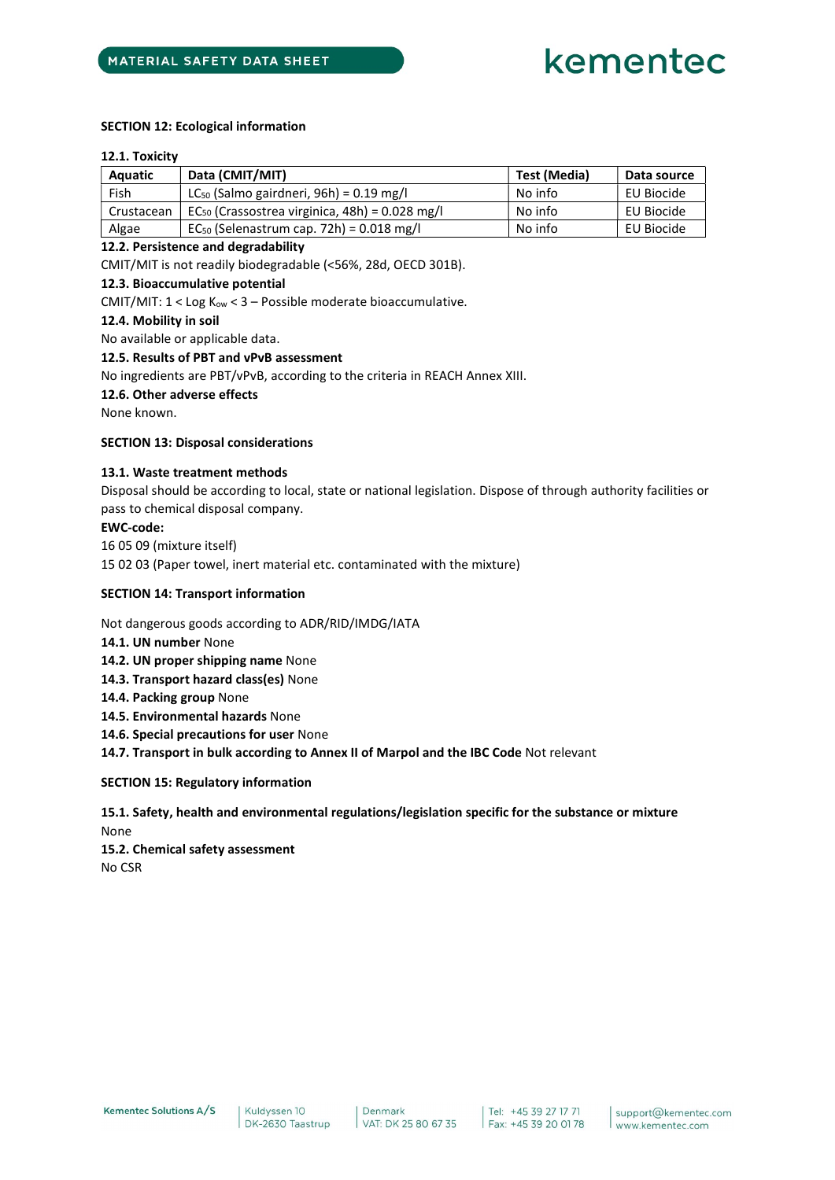## SECTION 12: Ecological information

### 12.1. Toxicity

| Aquatic | Data (CMIT/MIT) | Test (Media) | Data source |
|---|---|---|---|
| Fish | $LC_{50}$ (Salmo gairdneri, 96h) = 0.19 mg/l | No info | EU Biocide |
| Crustacean | $EC_{50}$ (Crassostrea virginica, 48h) = 0.028 mg/l | No info | EU Biocide |
| Algae | $EC_{50}$ (Selenastrum cap. 72h) = 0.018 mg/l | No info | EU Biocide |

### 12.2. Persistence and degradability

CMIT/MIT is not readily biodegradable (<56%, 28d, OECD 301B).

### 12.3. Bioaccumulative potential

CMIT/MIT: $1 < \text{Log } K_{ow} < 3$ – Possible moderate bioaccumulative.

### 12.4. Mobility in soil

No available or applicable data.

### 12.5. Results of PBT and vPvB assessment

No ingredients are PBT/vPvB, according to the criteria in REACH Annex XIII.

### 12.6. Other adverse effects

None known.

## SECTION 13: Disposal considerations

### 13.1. Waste treatment methods

Disposal should be according to local, state or national legislation. Dispose of through authority facilities or pass to chemical disposal company.

**EWC-code:**

16 05 09 (mixture itself)

15 02 03 (Paper towel, inert material etc. contaminated with the mixture)

## SECTION 14: Transport information

Not dangerous goods according to ADR/RID/IMDG/IATA

**14.1. UN number** None

**14.2. UN proper shipping name** None

**14.3. Transport hazard class(es)** None

**14.4. Packing group** None

**14.5. Environmental hazards** None

**14.6. Special precautions for user** None

**14.7. Transport in bulk according to Annex II of Marpol and the IBC Code** Not relevant

## SECTION 15: Regulatory information

### 15.1. Safety, health and environmental regulations/legislation specific for the substance or mixture

None

### 15.2. Chemical safety assessment

No CSR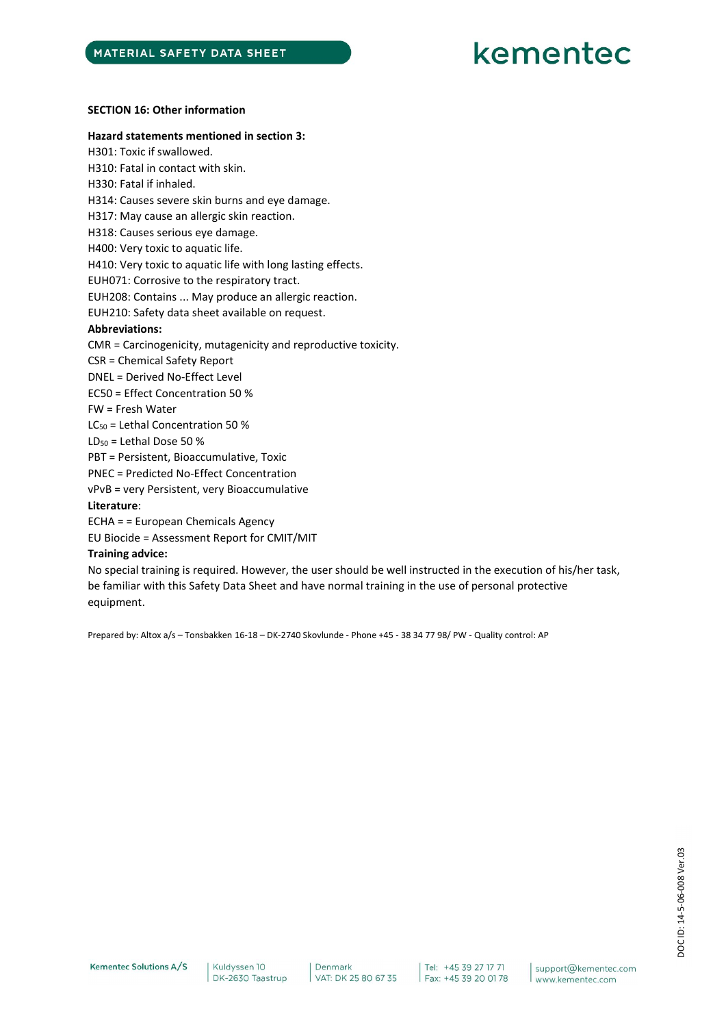## SECTION 16: Other information

**Hazard statements mentioned in section 3:**

H301: Toxic if swallowed.
H310: Fatal in contact with skin.
H330: Fatal if inhaled.
H314: Causes severe skin burns and eye damage.
H317: May cause an allergic skin reaction.
H318: Causes serious eye damage.
H400: Very toxic to aquatic life.
H410: Very toxic to aquatic life with long lasting effects.
EUH071: Corrosive to the respiratory tract.
EUH208: Contains ... May produce an allergic reaction.
EUH210: Safety data sheet available on request.

**Abbreviations:**

CMR = Carcinogenicity, mutagenicity and reproductive toxicity.
CSR = Chemical Safety Report
DNEL = Derived No-Effect Level
EC50 = Effect Concentration 50 %
FW = Fresh Water
$LC_{50}$ = Lethal Concentration 50 %
$LD_{50}$ = Lethal Dose 50 %
PBT = Persistent, Bioaccumulative, Toxic
PNEC = Predicted No-Effect Concentration
vPvB = very Persistent, very Bioaccumulative

**Literature**:

ECHA = = European Chemicals Agency
EU Biocide = Assessment Report for CMIT/MIT

**Training advice:**

No special training is required. However, the user should be well instructed in the execution of his/her task, be familiar with this Safety Data Sheet and have normal training in the use of personal protective equipment.

Prepared by: Altox a/s – Tonsbakken 16-18 – DK-2740 Skovlunde - Phone +45 - 38 34 77 98/ PW - Quality control: AP